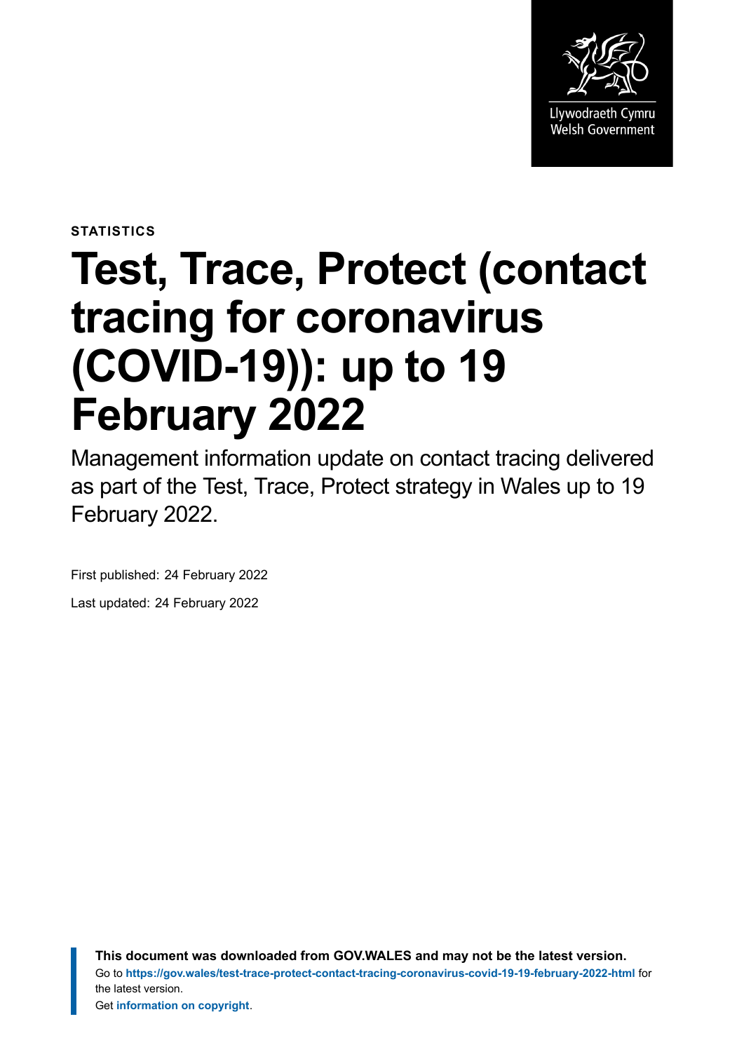Llywodraeth Cymru
Welsh Government

**STATISTICS**

# Test, Trace, Protect (contact tracing for coronavirus (COVID-19)): up to 19 February 2022

Management information update on contact tracing delivered as part of the Test, Trace, Protect strategy in Wales up to 19 February 2022.

First published: 24 February 2022

Last updated: 24 February 2022

**This document was downloaded from GOV.WALES and may not be the latest version.**
Go to **https://gov.wales/test-trace-protect-contact-tracing-coronavirus-covid-19-19-february-2022-html** for the latest version.
Get **information on copyright**.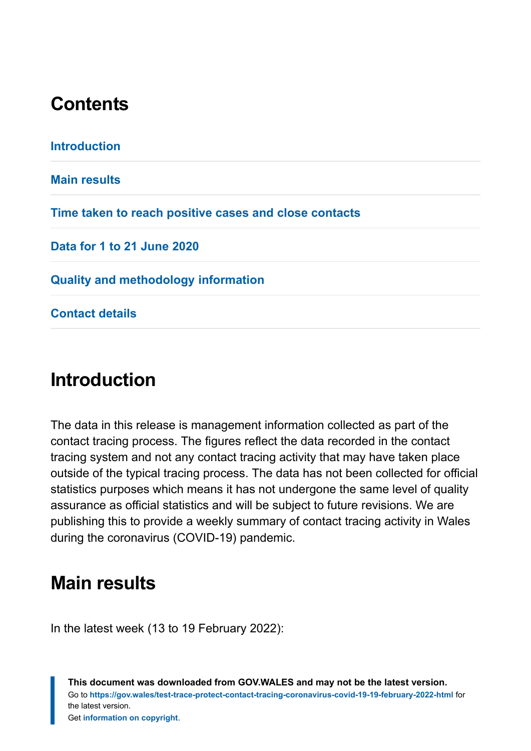## Contents

Introduction

Main results

Time taken to reach positive cases and close contacts

Data for 1 to 21 June 2020

Quality and methodology information

Contact details

## Introduction

The data in this release is management information collected as part of the contact tracing process. The figures reflect the data recorded in the contact tracing system and not any contact tracing activity that may have taken place outside of the typical tracing process. The data has not been collected for official statistics purposes which means it has not undergone the same level of quality assurance as official statistics and will be subject to future revisions. We are publishing this to provide a weekly summary of contact tracing activity in Wales during the coronavirus (COVID-19) pandemic.

## Main results

In the latest week (13 to 19 February 2022):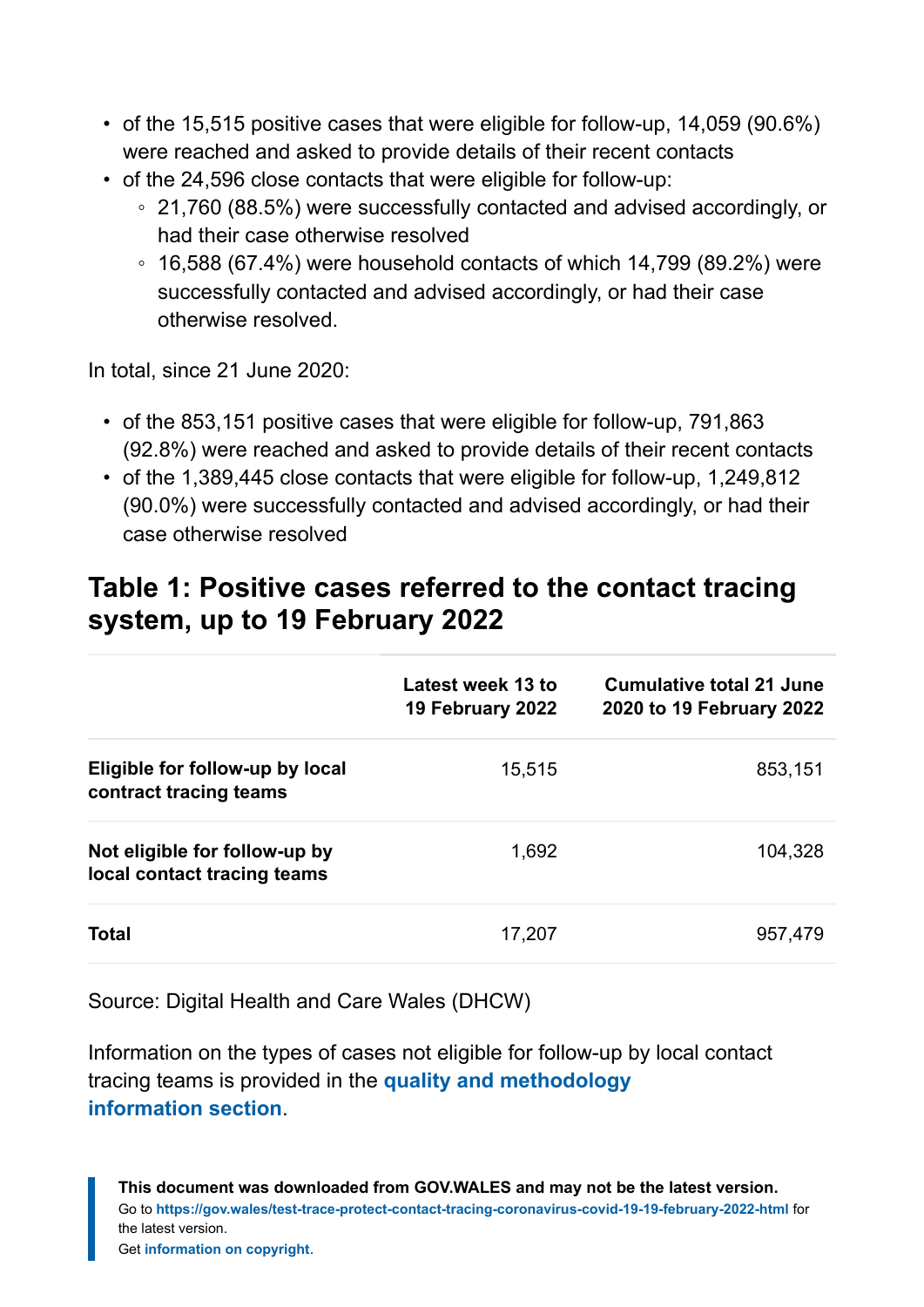- of the 15,515 positive cases that were eligible for follow-up, 14,059 (90.6%) were reached and asked to provide details of their recent contacts
- of the 24,596 close contacts that were eligible for follow-up:
    - 21,760 (88.5%) were successfully contacted and advised accordingly, or had their case otherwise resolved
    - 16,588 (67.4%) were household contacts of which 14,799 (89.2%) were successfully contacted and advised accordingly, or had their case otherwise resolved.

In total, since 21 June 2020:

- of the 853,151 positive cases that were eligible for follow-up, 791,863 (92.8%) were reached and asked to provide details of their recent contacts
- of the 1,389,445 close contacts that were eligible for follow-up, 1,249,812 (90.0%) were successfully contacted and advised accordingly, or had their case otherwise resolved

## Table 1: Positive cases referred to the contact tracing system, up to 19 February 2022

| | Latest week 13 to 19 February 2022 | Cumulative total 21 June 2020 to 19 February 2022 |
|---|---|---|
| **Eligible for follow-up by local contract tracing teams** | 15,515 | 853,151 |
| **Not eligible for follow-up by local contact tracing teams** | 1,692 | 104,328 |
| **Total** | 17,207 | 957,479 |

Source: Digital Health and Care Wales (DHCW)

Information on the types of cases not eligible for follow-up by local contact tracing teams is provided in the **quality and methodology information section**.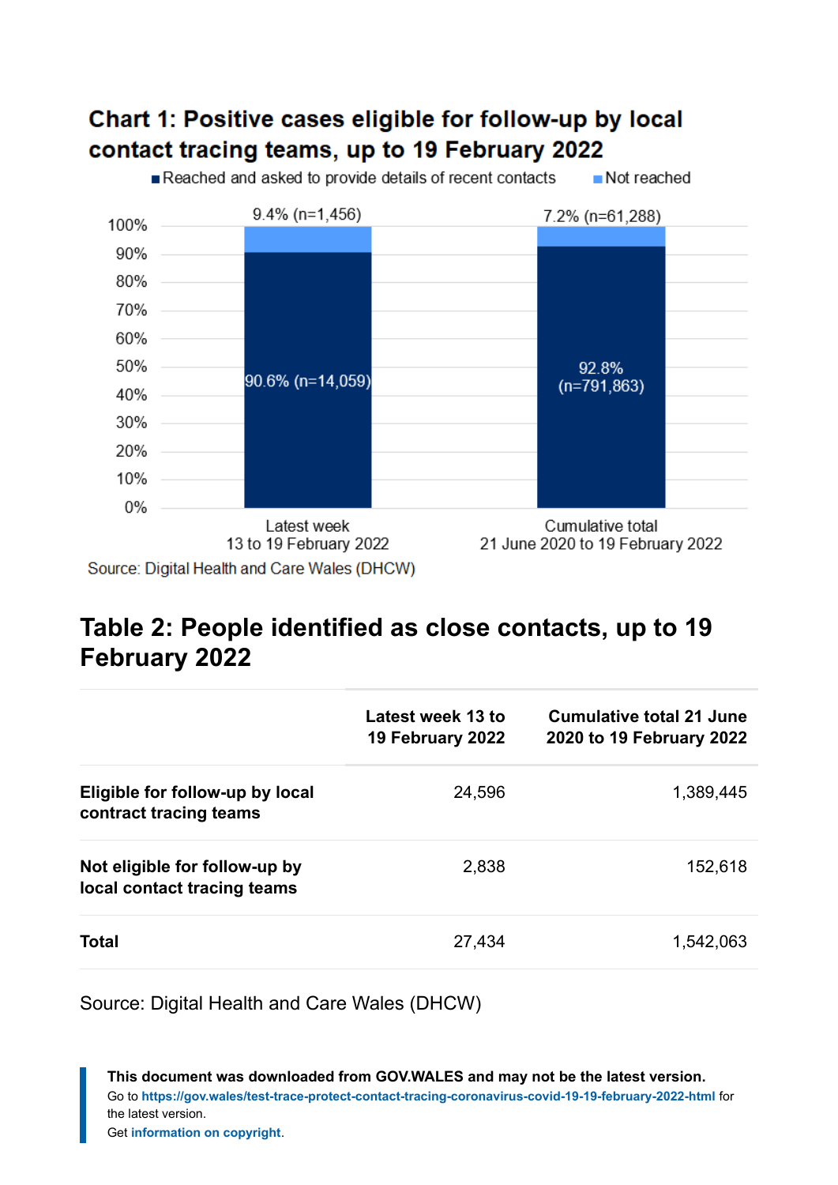## Chart 1: Positive cases eligible for follow-up by local contact tracing teams, up to 19 February 2022

| | Latest week 13 to 19 February 2022 | Cumulative total 21 June 2020 to 19 February 2022 |
|---|---|---|
| Reached and asked to provide details of recent contacts | 90.6% (n=14,059) | 92.8% (n=791,863) |
| Not reached | 9.4% (n=1,456) | 7.2% (n=61,288) |

Source: Digital Health and Care Wales (DHCW)

## Table 2: People identified as close contacts, up to 19 February 2022

| | Latest week 13 to 19 February 2022 | Cumulative total 21 June 2020 to 19 February 2022 |
|---|---|---|
| **Eligible for follow-up by local contract tracing teams** | 24,596 | 1,389,445 |
| **Not eligible for follow-up by local contact tracing teams** | 2,838 | 152,618 |
| **Total** | 27,434 | 1,542,063 |

Source: Digital Health and Care Wales (DHCW)

**This document was downloaded from GOV.WALES and may not be the latest version.**
Go to https://gov.wales/test-trace-protect-contact-tracing-coronavirus-covid-19-19-february-2022-html for the latest version.
Get information on copyright.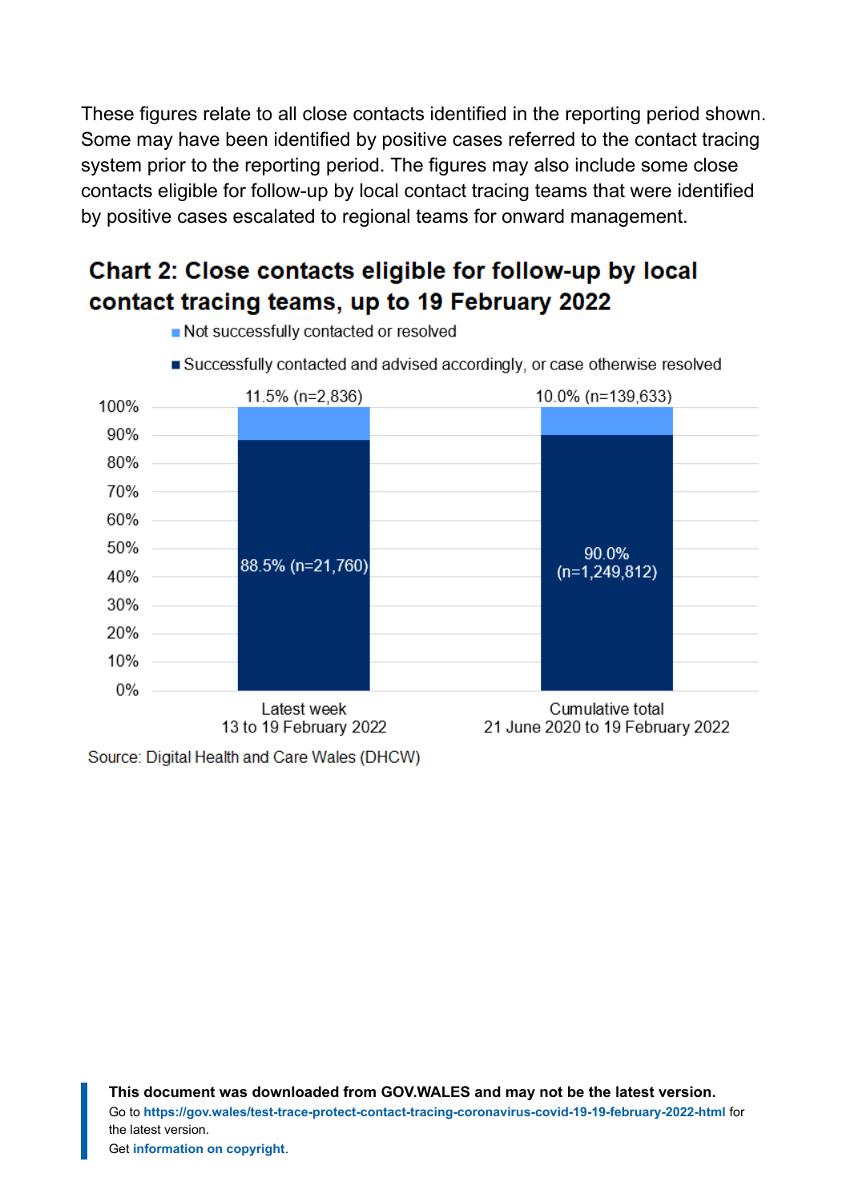These figures relate to all close contacts identified in the reporting period shown. Some may have been identified by positive cases referred to the contact tracing system prior to the reporting period. The figures may also include some close contacts eligible for follow-up by local contact tracing teams that were identified by positive cases escalated to regional teams for onward management.

## Chart 2: Close contacts eligible for follow-up by local contact tracing teams, up to 19 February 2022

| | Latest week 13 to 19 February 2022 | Cumulative total 21 June 2020 to 19 February 2022 |
|---|---|---|
| Not successfully contacted or resolved | 11.5% (n=2,836) | 10.0% (n=139,633) |
| Successfully contacted and advised accordingly, or case otherwise resolved | 88.5% (n=21,760) | 90.0% (n=1,249,812) |

Source: Digital Health and Care Wales (DHCW)

**This document was downloaded from GOV.WALES and may not be the latest version.**
Go to **https://gov.wales/test-trace-protect-contact-tracing-coronavirus-covid-19-19-february-2022-html** for the latest version.
Get **information on copyright**.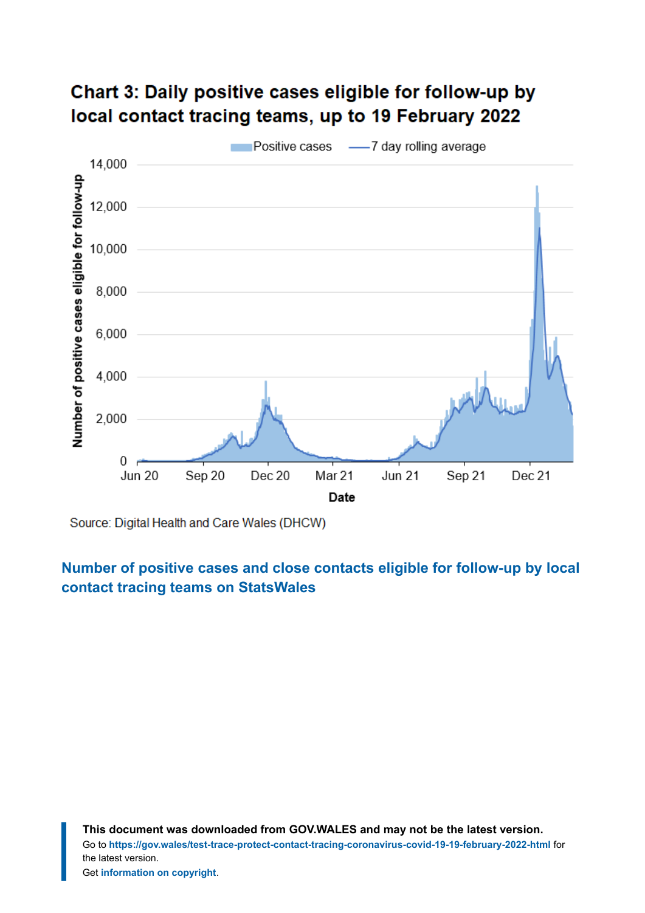### Chart 3: Daily positive cases eligible for follow-up by local contact tracing teams, up to 19 February 2022

Source: Digital Health and Care Wales (DHCW)

**Number of positive cases and close contacts eligible for follow-up by local contact tracing teams on StatsWales**

**This document was downloaded from GOV.WALES and may not be the latest version.**
Go to **https://gov.wales/test-trace-protect-contact-tracing-coronavirus-covid-19-19-february-2022-html** for the latest version.
Get **information on copyright**.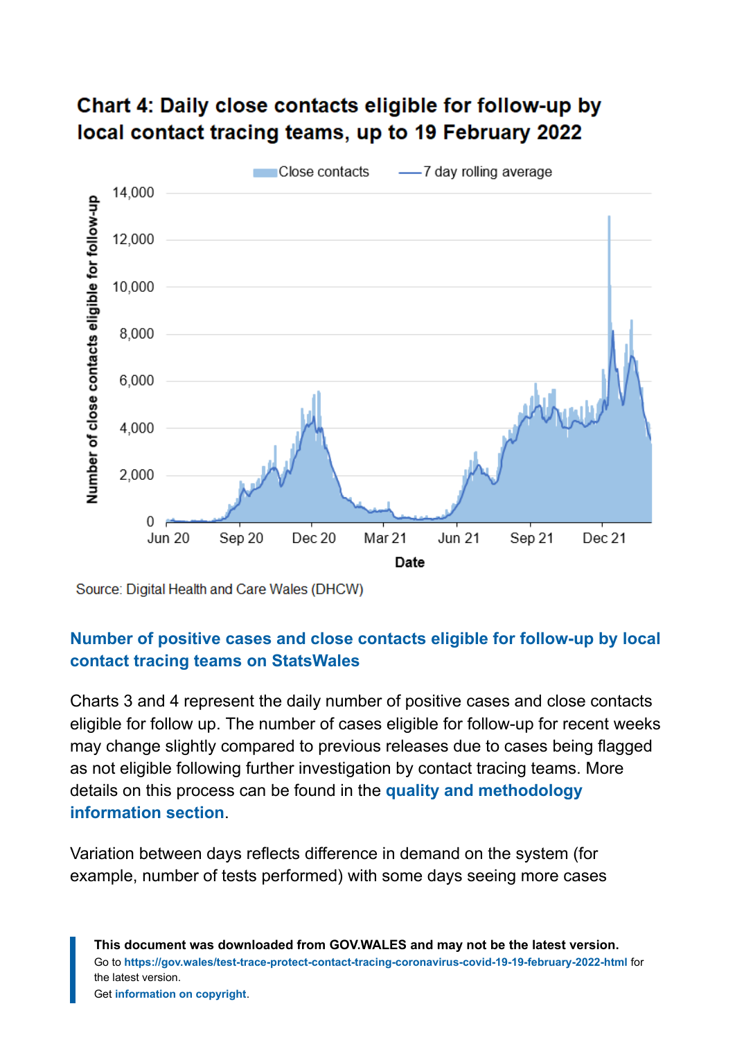## Chart 4: Daily close contacts eligible for follow-up by local contact tracing teams, up to 19 February 2022

Source: Digital Health and Care Wales (DHCW)

**Number of positive cases and close contacts eligible for follow-up by local contact tracing teams on StatsWales**

Charts 3 and 4 represent the daily number of positive cases and close contacts eligible for follow up. The number of cases eligible for follow-up for recent weeks may change slightly compared to previous releases due to cases being flagged as not eligible following further investigation by contact tracing teams. More details on this process can be found in the **quality and methodology information section**.

Variation between days reflects difference in demand on the system (for example, number of tests performed) with some days seeing more cases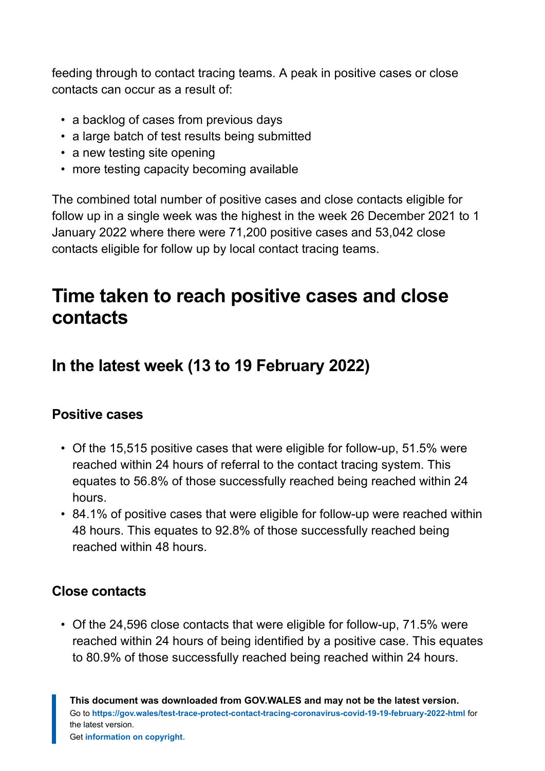feeding through to contact tracing teams. A peak in positive cases or close contacts can occur as a result of:

- a backlog of cases from previous days
- a large batch of test results being submitted
- a new testing site opening
- more testing capacity becoming available

The combined total number of positive cases and close contacts eligible for follow up in a single week was the highest in the week 26 December 2021 to 1 January 2022 where there were 71,200 positive cases and 53,042 close contacts eligible for follow up by local contact tracing teams.

# Time taken to reach positive cases and close contacts

## In the latest week (13 to 19 February 2022)

### Positive cases

- Of the 15,515 positive cases that were eligible for follow-up, 51.5% were reached within 24 hours of referral to the contact tracing system. This equates to 56.8% of those successfully reached being reached within 24 hours.
- 84.1% of positive cases that were eligible for follow-up were reached within 48 hours. This equates to 92.8% of those successfully reached being reached within 48 hours.

### Close contacts

- Of the 24,596 close contacts that were eligible for follow-up, 71.5% were reached within 24 hours of being identified by a positive case. This equates to 80.9% of those successfully reached being reached within 24 hours.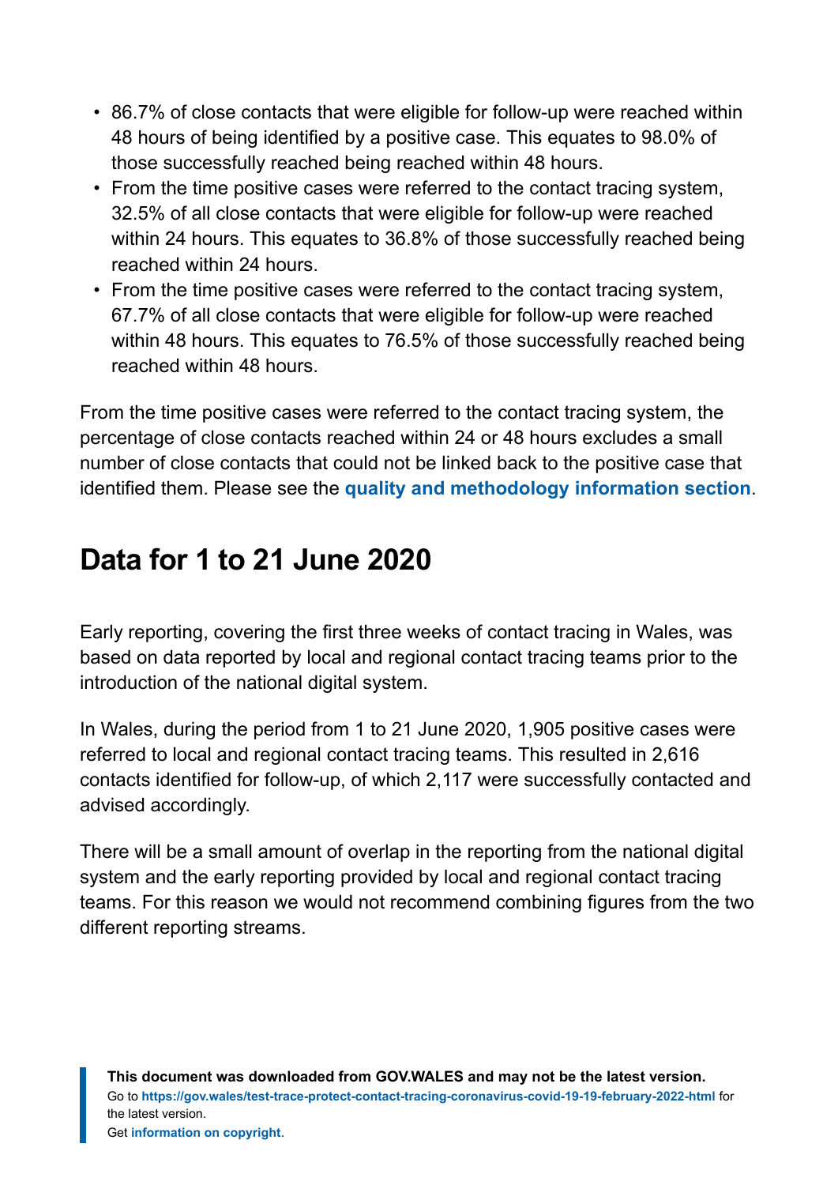- 86.7% of close contacts that were eligible for follow-up were reached within 48 hours of being identified by a positive case. This equates to 98.0% of those successfully reached being reached within 48 hours.
- From the time positive cases were referred to the contact tracing system, 32.5% of all close contacts that were eligible for follow-up were reached within 24 hours. This equates to 36.8% of those successfully reached being reached within 24 hours.
- From the time positive cases were referred to the contact tracing system, 67.7% of all close contacts that were eligible for follow-up were reached within 48 hours. This equates to 76.5% of those successfully reached being reached within 48 hours.

From the time positive cases were referred to the contact tracing system, the percentage of close contacts reached within 24 or 48 hours excludes a small number of close contacts that could not be linked back to the positive case that identified them. Please see the **quality and methodology information section**.

## Data for 1 to 21 June 2020

Early reporting, covering the first three weeks of contact tracing in Wales, was based on data reported by local and regional contact tracing teams prior to the introduction of the national digital system.

In Wales, during the period from 1 to 21 June 2020, 1,905 positive cases were referred to local and regional contact tracing teams. This resulted in 2,616 contacts identified for follow-up, of which 2,117 were successfully contacted and advised accordingly.

There will be a small amount of overlap in the reporting from the national digital system and the early reporting provided by local and regional contact tracing teams. For this reason we would not recommend combining figures from the two different reporting streams.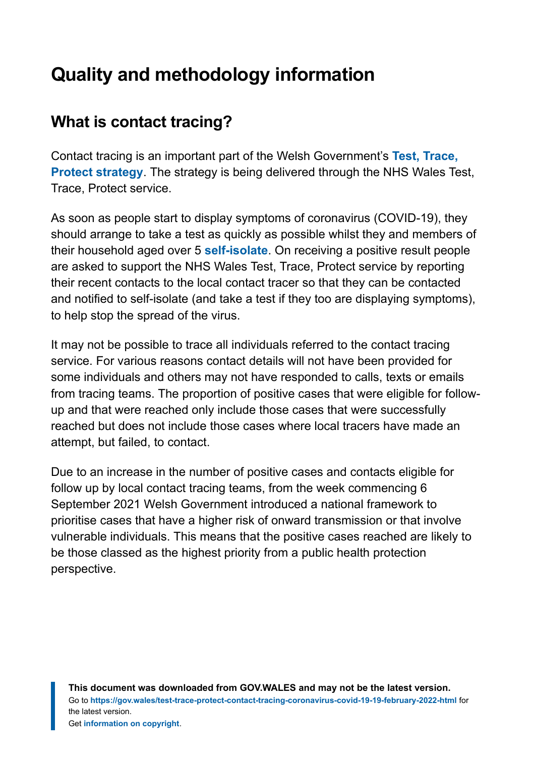# Quality and methodology information

## What is contact tracing?

Contact tracing is an important part of the Welsh Government's **Test, Trace, Protect strategy**. The strategy is being delivered through the NHS Wales Test, Trace, Protect service.

As soon as people start to display symptoms of coronavirus (COVID-19), they should arrange to take a test as quickly as possible whilst they and members of their household aged over 5 **self-isolate**. On receiving a positive result people are asked to support the NHS Wales Test, Trace, Protect service by reporting their recent contacts to the local contact tracer so that they can be contacted and notified to self-isolate (and take a test if they too are displaying symptoms), to help stop the spread of the virus.

It may not be possible to trace all individuals referred to the contact tracing service. For various reasons contact details will not have been provided for some individuals and others may not have responded to calls, texts or emails from tracing teams. The proportion of positive cases that were eligible for follow-up and that were reached only include those cases that were successfully reached but does not include those cases where local tracers have made an attempt, but failed, to contact.

Due to an increase in the number of positive cases and contacts eligible for follow up by local contact tracing teams, from the week commencing 6 September 2021 Welsh Government introduced a national framework to prioritise cases that have a higher risk of onward transmission or that involve vulnerable individuals. This means that the positive cases reached are likely to be those classed as the highest priority from a public health protection perspective.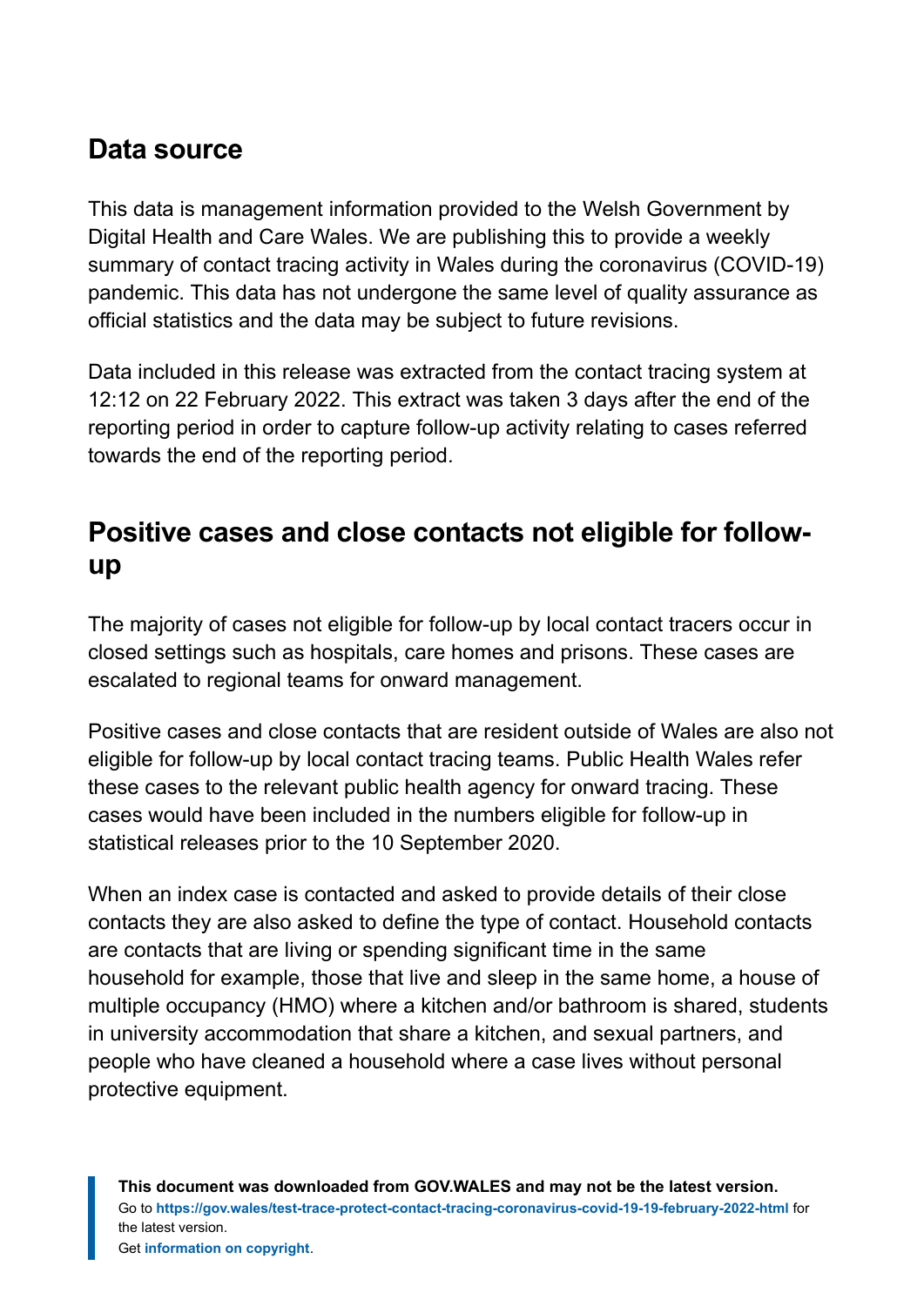## Data source

This data is management information provided to the Welsh Government by Digital Health and Care Wales. We are publishing this to provide a weekly summary of contact tracing activity in Wales during the coronavirus (COVID-19) pandemic. This data has not undergone the same level of quality assurance as official statistics and the data may be subject to future revisions.

Data included in this release was extracted from the contact tracing system at 12:12 on 22 February 2022. This extract was taken 3 days after the end of the reporting period in order to capture follow-up activity relating to cases referred towards the end of the reporting period.

## Positive cases and close contacts not eligible for follow-up

The majority of cases not eligible for follow-up by local contact tracers occur in closed settings such as hospitals, care homes and prisons. These cases are escalated to regional teams for onward management.

Positive cases and close contacts that are resident outside of Wales are also not eligible for follow-up by local contact tracing teams. Public Health Wales refer these cases to the relevant public health agency for onward tracing. These cases would have been included in the numbers eligible for follow-up in statistical releases prior to the 10 September 2020.

When an index case is contacted and asked to provide details of their close contacts they are also asked to define the type of contact. Household contacts are contacts that are living or spending significant time in the same household for example, those that live and sleep in the same home, a house of multiple occupancy (HMO) where a kitchen and/or bathroom is shared, students in university accommodation that share a kitchen, and sexual partners, and people who have cleaned a household where a case lives without personal protective equipment.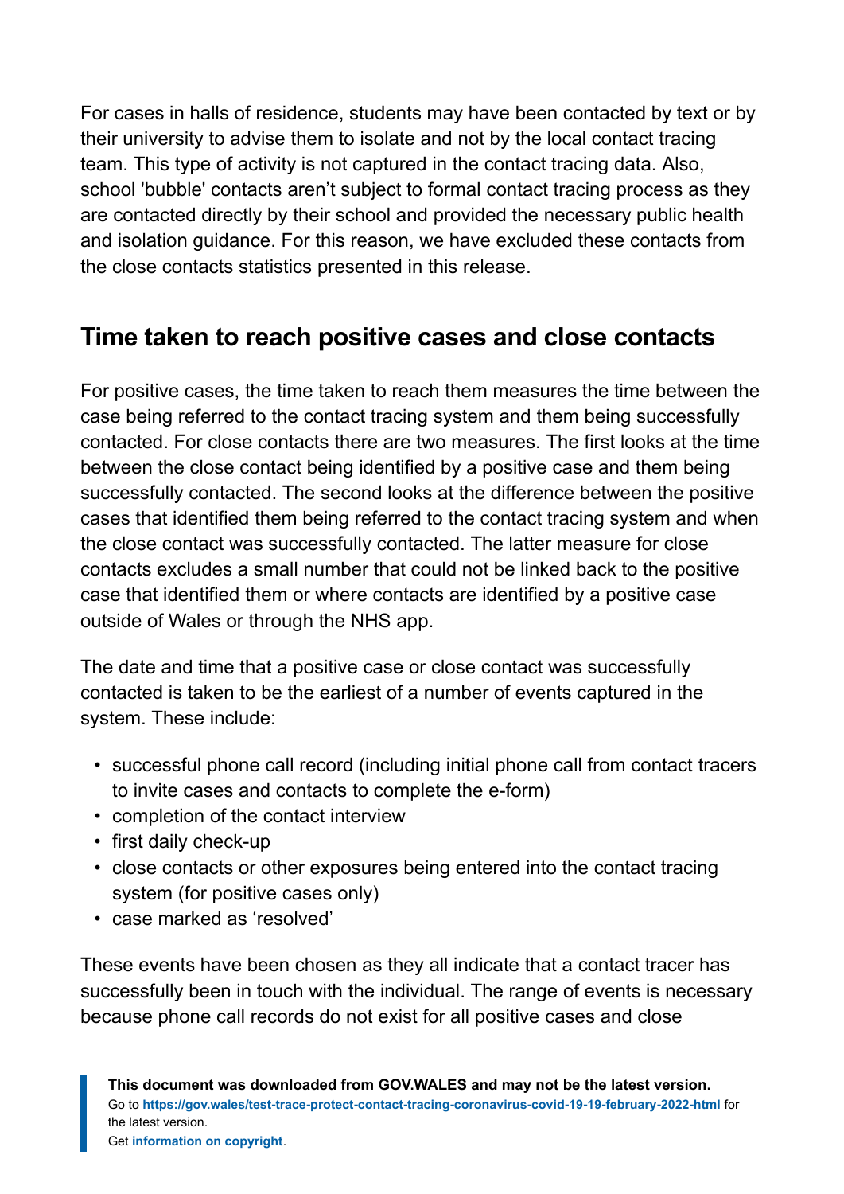For cases in halls of residence, students may have been contacted by text or by their university to advise them to isolate and not by the local contact tracing team. This type of activity is not captured in the contact tracing data. Also, school 'bubble' contacts aren't subject to formal contact tracing process as they are contacted directly by their school and provided the necessary public health and isolation guidance. For this reason, we have excluded these contacts from the close contacts statistics presented in this release.

## Time taken to reach positive cases and close contacts

For positive cases, the time taken to reach them measures the time between the case being referred to the contact tracing system and them being successfully contacted. For close contacts there are two measures. The first looks at the time between the close contact being identified by a positive case and them being successfully contacted. The second looks at the difference between the positive cases that identified them being referred to the contact tracing system and when the close contact was successfully contacted. The latter measure for close contacts excludes a small number that could not be linked back to the positive case that identified them or where contacts are identified by a positive case outside of Wales or through the NHS app.

The date and time that a positive case or close contact was successfully contacted is taken to be the earliest of a number of events captured in the system. These include:

- successful phone call record (including initial phone call from contact tracers to invite cases and contacts to complete the e-form)
- completion of the contact interview
- first daily check-up
- close contacts or other exposures being entered into the contact tracing system (for positive cases only)
- case marked as 'resolved'

These events have been chosen as they all indicate that a contact tracer has successfully been in touch with the individual. The range of events is necessary because phone call records do not exist for all positive cases and close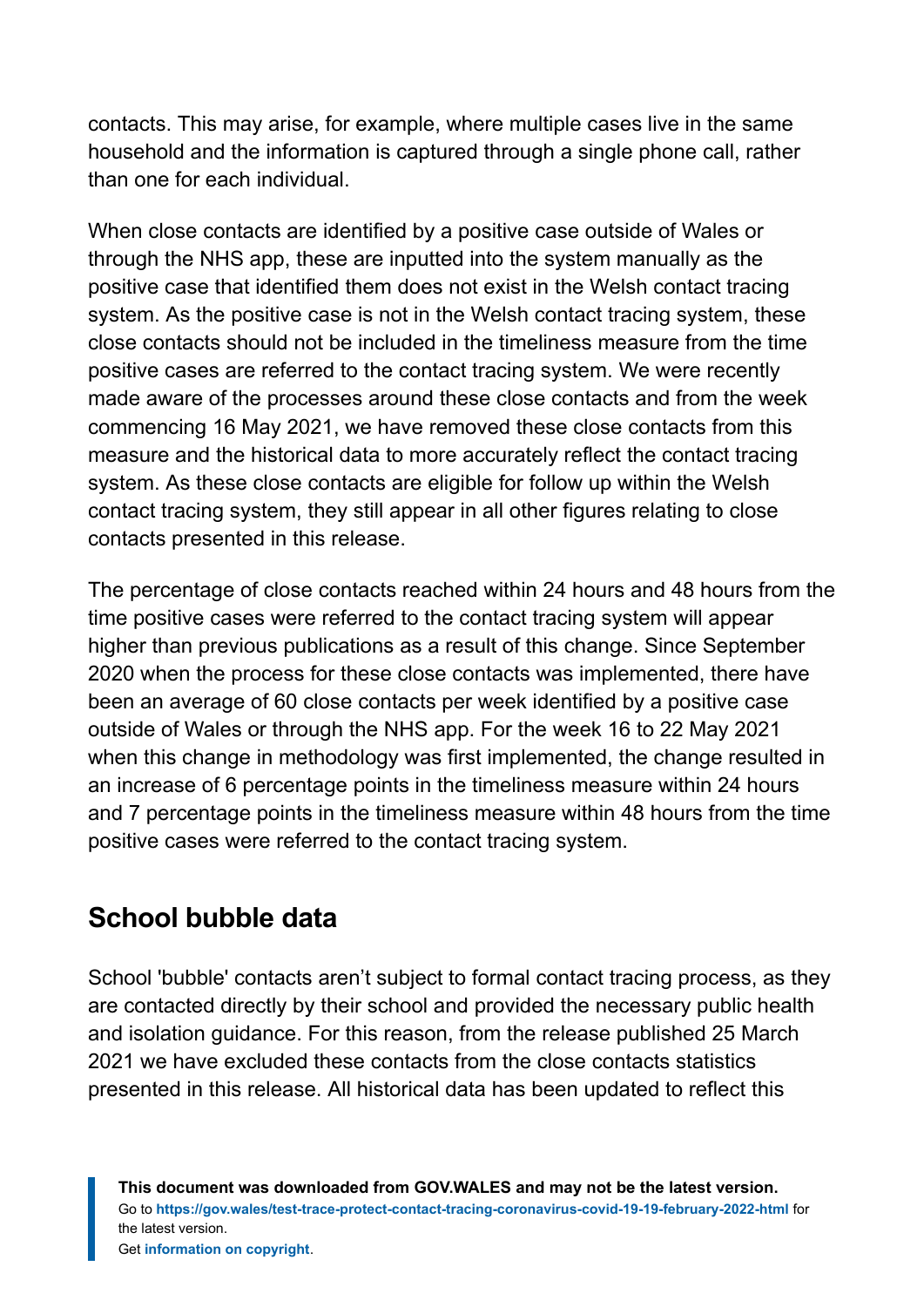contacts. This may arise, for example, where multiple cases live in the same household and the information is captured through a single phone call, rather than one for each individual.

When close contacts are identified by a positive case outside of Wales or through the NHS app, these are inputted into the system manually as the positive case that identified them does not exist in the Welsh contact tracing system. As the positive case is not in the Welsh contact tracing system, these close contacts should not be included in the timeliness measure from the time positive cases are referred to the contact tracing system. We were recently made aware of the processes around these close contacts and from the week commencing 16 May 2021, we have removed these close contacts from this measure and the historical data to more accurately reflect the contact tracing system. As these close contacts are eligible for follow up within the Welsh contact tracing system, they still appear in all other figures relating to close contacts presented in this release.

The percentage of close contacts reached within 24 hours and 48 hours from the time positive cases were referred to the contact tracing system will appear higher than previous publications as a result of this change. Since September 2020 when the process for these close contacts was implemented, there have been an average of 60 close contacts per week identified by a positive case outside of Wales or through the NHS app. For the week 16 to 22 May 2021 when this change in methodology was first implemented, the change resulted in an increase of 6 percentage points in the timeliness measure within 24 hours and 7 percentage points in the timeliness measure within 48 hours from the time positive cases were referred to the contact tracing system.

## School bubble data

School 'bubble' contacts aren't subject to formal contact tracing process, as they are contacted directly by their school and provided the necessary public health and isolation guidance. For this reason, from the release published 25 March 2021 we have excluded these contacts from the close contacts statistics presented in this release. All historical data has been updated to reflect this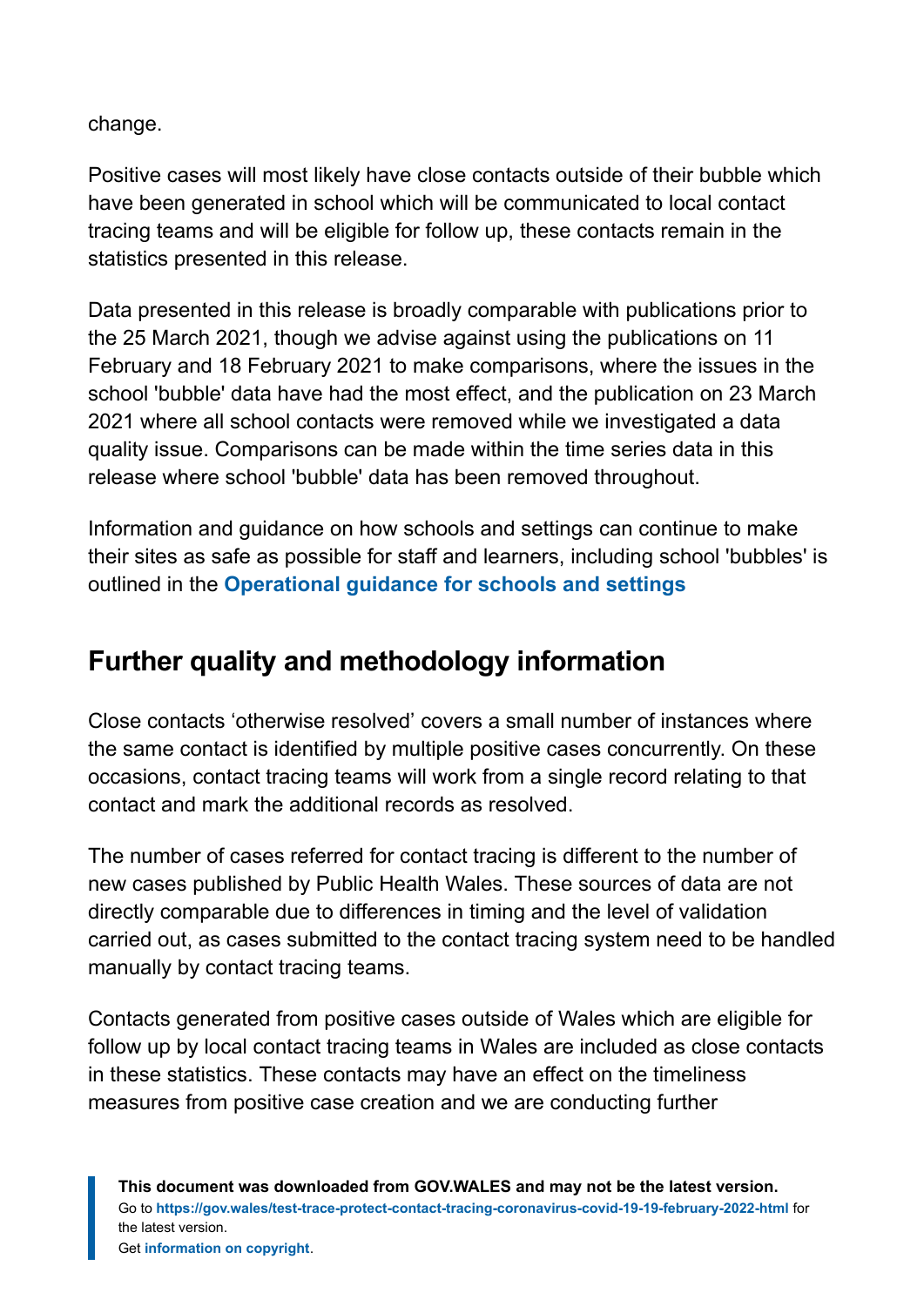change.

Positive cases will most likely have close contacts outside of their bubble which have been generated in school which will be communicated to local contact tracing teams and will be eligible for follow up, these contacts remain in the statistics presented in this release.

Data presented in this release is broadly comparable with publications prior to the 25 March 2021, though we advise against using the publications on 11 February and 18 February 2021 to make comparisons, where the issues in the school 'bubble' data have had the most effect, and the publication on 23 March 2021 where all school contacts were removed while we investigated a data quality issue. Comparisons can be made within the time series data in this release where school 'bubble' data has been removed throughout.

Information and guidance on how schools and settings can continue to make their sites as safe as possible for staff and learners, including school 'bubbles' is outlined in the **Operational guidance for schools and settings**

## Further quality and methodology information

Close contacts 'otherwise resolved' covers a small number of instances where the same contact is identified by multiple positive cases concurrently. On these occasions, contact tracing teams will work from a single record relating to that contact and mark the additional records as resolved.

The number of cases referred for contact tracing is different to the number of new cases published by Public Health Wales. These sources of data are not directly comparable due to differences in timing and the level of validation carried out, as cases submitted to the contact tracing system need to be handled manually by contact tracing teams.

Contacts generated from positive cases outside of Wales which are eligible for follow up by local contact tracing teams in Wales are included as close contacts in these statistics. These contacts may have an effect on the timeliness measures from positive case creation and we are conducting further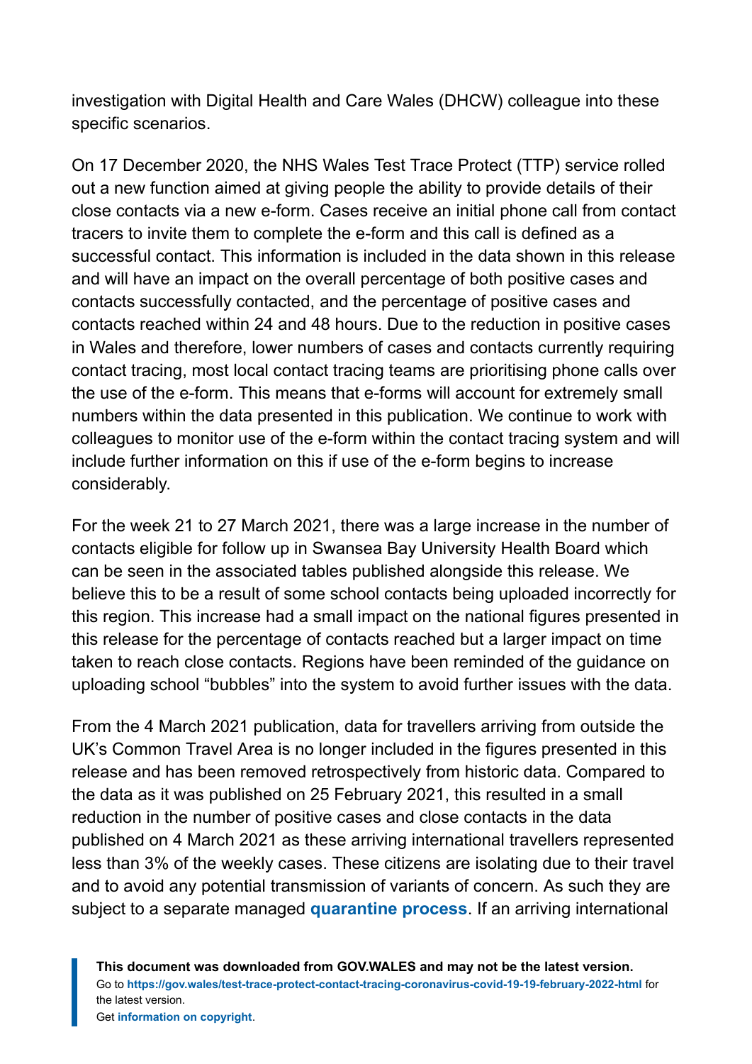investigation with Digital Health and Care Wales (DHCW) colleague into these specific scenarios.

On 17 December 2020, the NHS Wales Test Trace Protect (TTP) service rolled out a new function aimed at giving people the ability to provide details of their close contacts via a new e-form. Cases receive an initial phone call from contact tracers to invite them to complete the e-form and this call is defined as a successful contact. This information is included in the data shown in this release and will have an impact on the overall percentage of both positive cases and contacts successfully contacted, and the percentage of positive cases and contacts reached within 24 and 48 hours. Due to the reduction in positive cases in Wales and therefore, lower numbers of cases and contacts currently requiring contact tracing, most local contact tracing teams are prioritising phone calls over the use of the e-form. This means that e-forms will account for extremely small numbers within the data presented in this publication. We continue to work with colleagues to monitor use of the e-form within the contact tracing system and will include further information on this if use of the e-form begins to increase considerably.

For the week 21 to 27 March 2021, there was a large increase in the number of contacts eligible for follow up in Swansea Bay University Health Board which can be seen in the associated tables published alongside this release. We believe this to be a result of some school contacts being uploaded incorrectly for this region. This increase had a small impact on the national figures presented in this release for the percentage of contacts reached but a larger impact on time taken to reach close contacts. Regions have been reminded of the guidance on uploading school "bubbles" into the system to avoid further issues with the data.

From the 4 March 2021 publication, data for travellers arriving from outside the UK's Common Travel Area is no longer included in the figures presented in this release and has been removed retrospectively from historic data. Compared to the data as it was published on 25 February 2021, this resulted in a small reduction in the number of positive cases and close contacts in the data published on 4 March 2021 as these arriving international travellers represented less than 3% of the weekly cases. These citizens are isolating due to their travel and to avoid any potential transmission of variants of concern. As such they are subject to a separate managed **quarantine process**. If an arriving international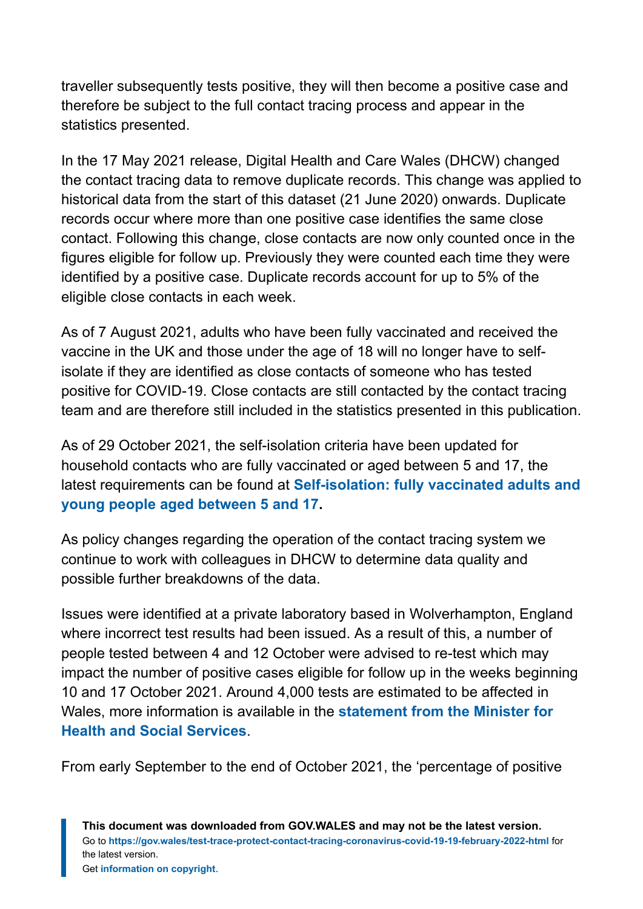traveller subsequently tests positive, they will then become a positive case and therefore be subject to the full contact tracing process and appear in the statistics presented.

In the 17 May 2021 release, Digital Health and Care Wales (DHCW) changed the contact tracing data to remove duplicate records. This change was applied to historical data from the start of this dataset (21 June 2020) onwards. Duplicate records occur where more than one positive case identifies the same close contact. Following this change, close contacts are now only counted once in the figures eligible for follow up. Previously they were counted each time they were identified by a positive case. Duplicate records account for up to 5% of the eligible close contacts in each week.

As of 7 August 2021, adults who have been fully vaccinated and received the vaccine in the UK and those under the age of 18 will no longer have to self-isolate if they are identified as close contacts of someone who has tested positive for COVID-19. Close contacts are still contacted by the contact tracing team and are therefore still included in the statistics presented in this publication.

As of 29 October 2021, the self-isolation criteria have been updated for household contacts who are fully vaccinated or aged between 5 and 17, the latest requirements can be found at **Self-isolation: fully vaccinated adults and young people aged between 5 and 17**.

As policy changes regarding the operation of the contact tracing system we continue to work with colleagues in DHCW to determine data quality and possible further breakdowns of the data.

Issues were identified at a private laboratory based in Wolverhampton, England where incorrect test results had been issued. As a result of this, a number of people tested between 4 and 12 October were advised to re-test which may impact the number of positive cases eligible for follow up in the weeks beginning 10 and 17 October 2021. Around 4,000 tests are estimated to be affected in Wales, more information is available in the **statement from the Minister for Health and Social Services**.

From early September to the end of October 2021, the 'percentage of positive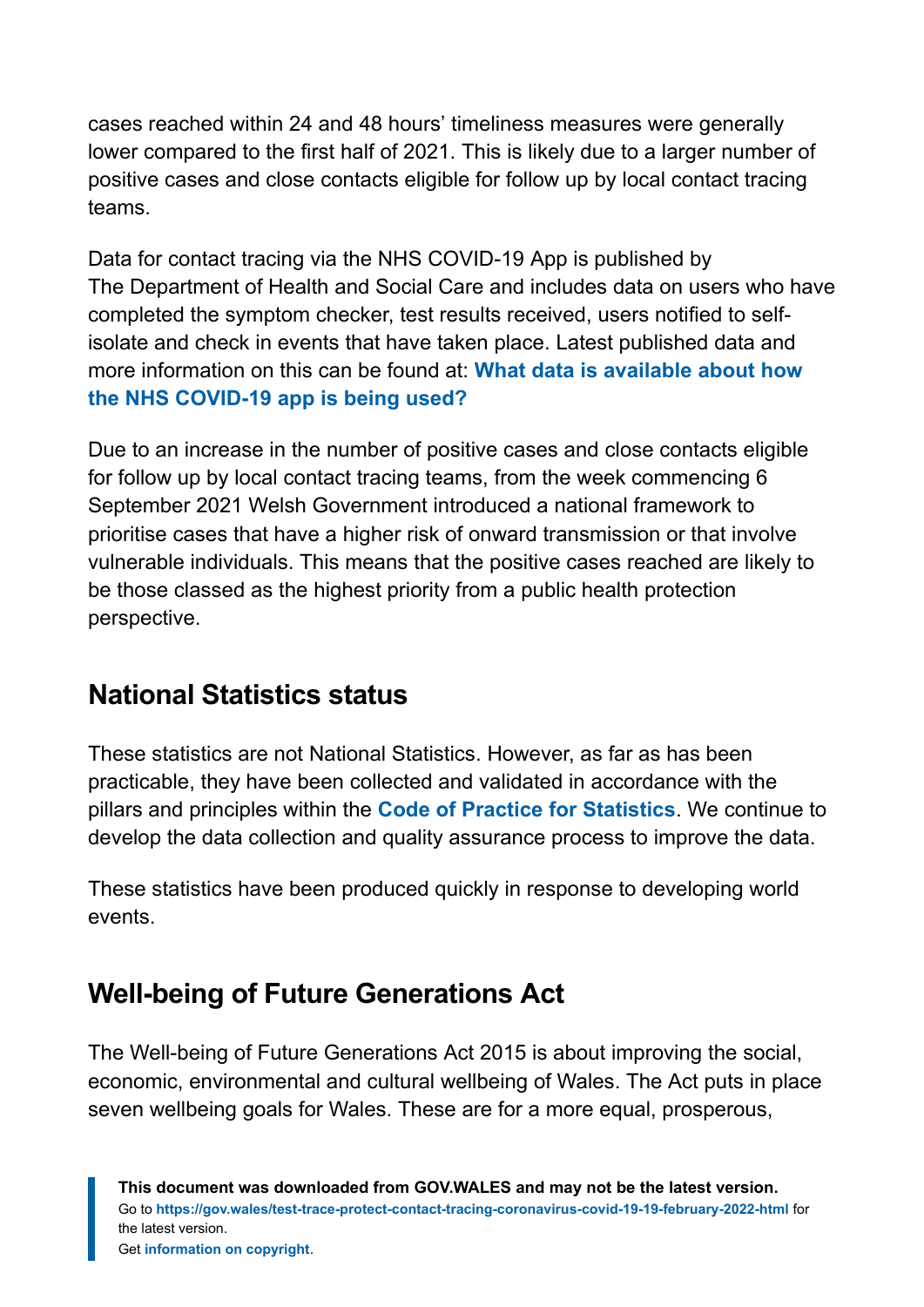cases reached within 24 and 48 hours' timeliness measures were generally lower compared to the first half of 2021. This is likely due to a larger number of positive cases and close contacts eligible for follow up by local contact tracing teams.

Data for contact tracing via the NHS COVID-19 App is published by The Department of Health and Social Care and includes data on users who have completed the symptom checker, test results received, users notified to self-isolate and check in events that have taken place. Latest published data and more information on this can be found at: **What data is available about how the NHS COVID-19 app is being used?**

Due to an increase in the number of positive cases and close contacts eligible for follow up by local contact tracing teams, from the week commencing 6 September 2021 Welsh Government introduced a national framework to prioritise cases that have a higher risk of onward transmission or that involve vulnerable individuals. This means that the positive cases reached are likely to be those classed as the highest priority from a public health protection perspective.

## National Statistics status

These statistics are not National Statistics. However, as far as has been practicable, they have been collected and validated in accordance with the pillars and principles within the **Code of Practice for Statistics**. We continue to develop the data collection and quality assurance process to improve the data.

These statistics have been produced quickly in response to developing world events.

## Well-being of Future Generations Act

The Well-being of Future Generations Act 2015 is about improving the social, economic, environmental and cultural wellbeing of Wales. The Act puts in place seven wellbeing goals for Wales. These are for a more equal, prosperous,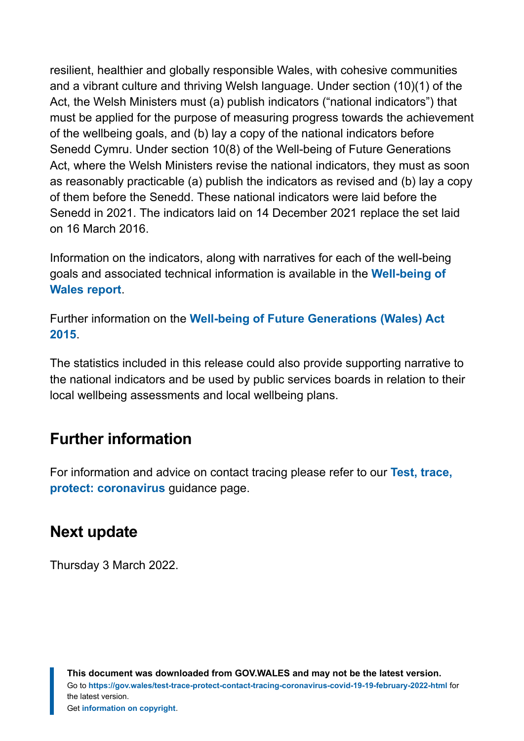resilient, healthier and globally responsible Wales, with cohesive communities and a vibrant culture and thriving Welsh language. Under section (10)(1) of the Act, the Welsh Ministers must (a) publish indicators ("national indicators") that must be applied for the purpose of measuring progress towards the achievement of the wellbeing goals, and (b) lay a copy of the national indicators before Senedd Cymru. Under section 10(8) of the Well-being of Future Generations Act, where the Welsh Ministers revise the national indicators, they must as soon as reasonably practicable (a) publish the indicators as revised and (b) lay a copy of them before the Senedd. These national indicators were laid before the Senedd in 2021. The indicators laid on 14 December 2021 replace the set laid on 16 March 2016.

Information on the indicators, along with narratives for each of the well-being goals and associated technical information is available in the **Well-being of Wales report**.

Further information on the **Well-being of Future Generations (Wales) Act 2015**.

The statistics included in this release could also provide supporting narrative to the national indicators and be used by public services boards in relation to their local wellbeing assessments and local wellbeing plans.

## Further information

For information and advice on contact tracing please refer to our **Test, trace, protect: coronavirus** guidance page.

## Next update

Thursday 3 March 2022.

**This document was downloaded from GOV.WALES and may not be the latest version.**
Go to **https://gov.wales/test-trace-protect-contact-tracing-coronavirus-covid-19-19-february-2022-html** for the latest version.
Get **information on copyright**.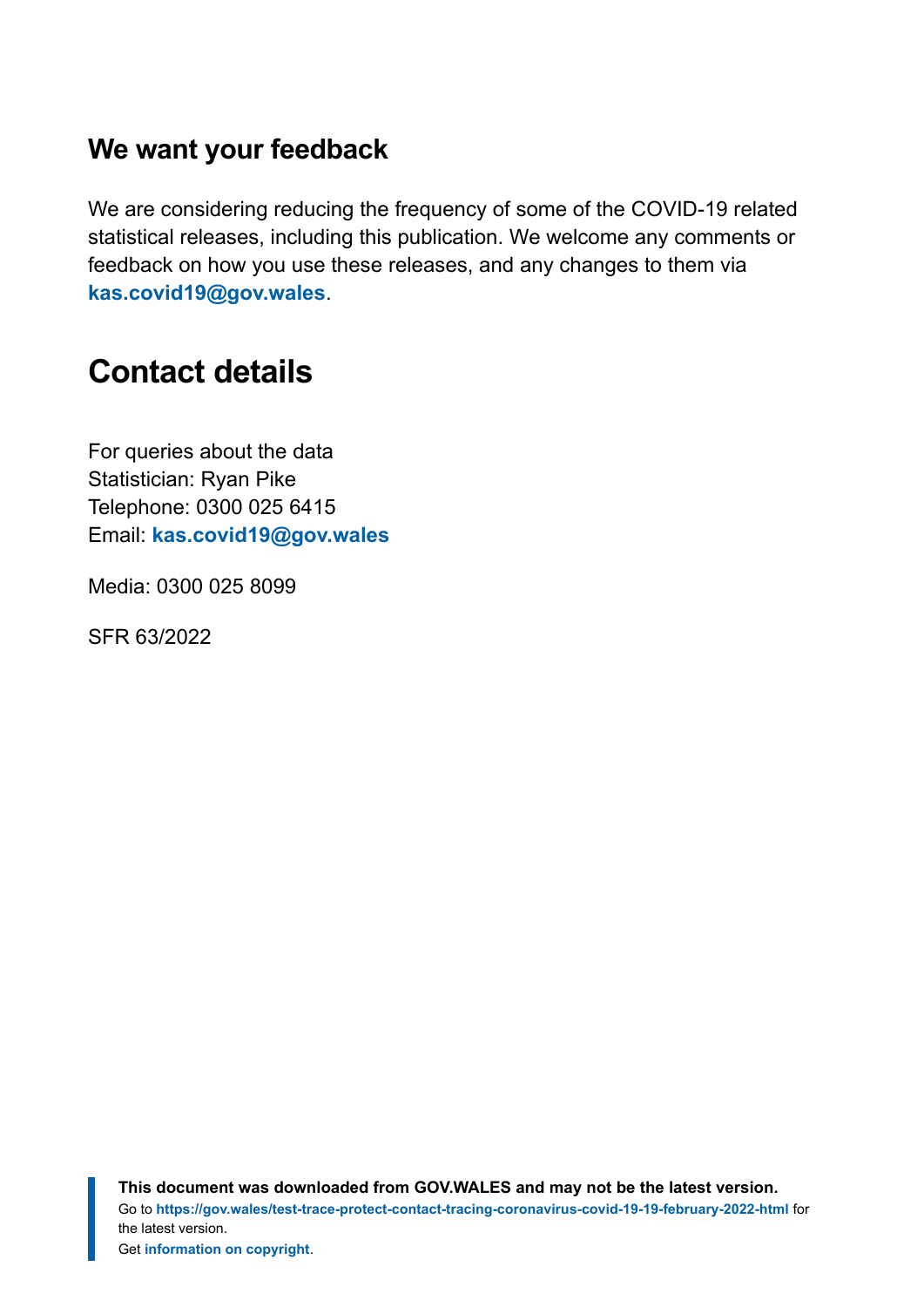### We want your feedback

We are considering reducing the frequency of some of the COVID-19 related statistical releases, including this publication. We welcome any comments or feedback on how you use these releases, and any changes to them via **kas.covid19@gov.wales**.

## Contact details

For queries about the data
Statistician: Ryan Pike
Telephone: 0300 025 6415
Email: **kas.covid19@gov.wales**

Media: 0300 025 8099

SFR 63/2022

**This document was downloaded from GOV.WALES and may not be the latest version.**
Go to **https://gov.wales/test-trace-protect-contact-tracing-coronavirus-covid-19-19-february-2022-html** for the latest version.
Get **information on copyright**.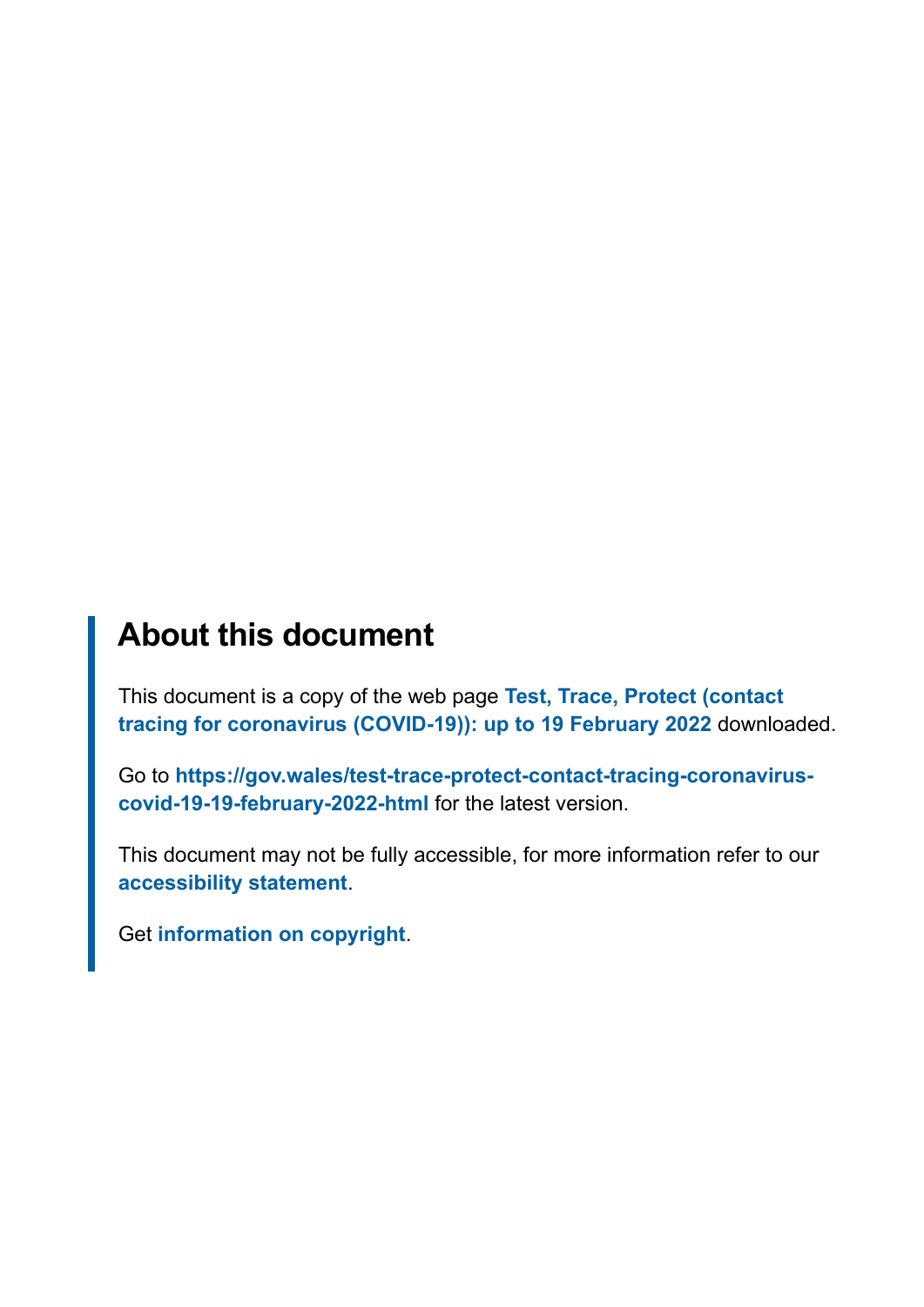## About this document

This document is a copy of the web page **Test, Trace, Protect (contact tracing for coronavirus (COVID-19)): up to 19 February 2022** downloaded.

Go to **https://gov.wales/test-trace-protect-contact-tracing-coronavirus-covid-19-19-february-2022-html** for the latest version.

This document may not be fully accessible, for more information refer to our **accessibility statement**.

Get **information on copyright**.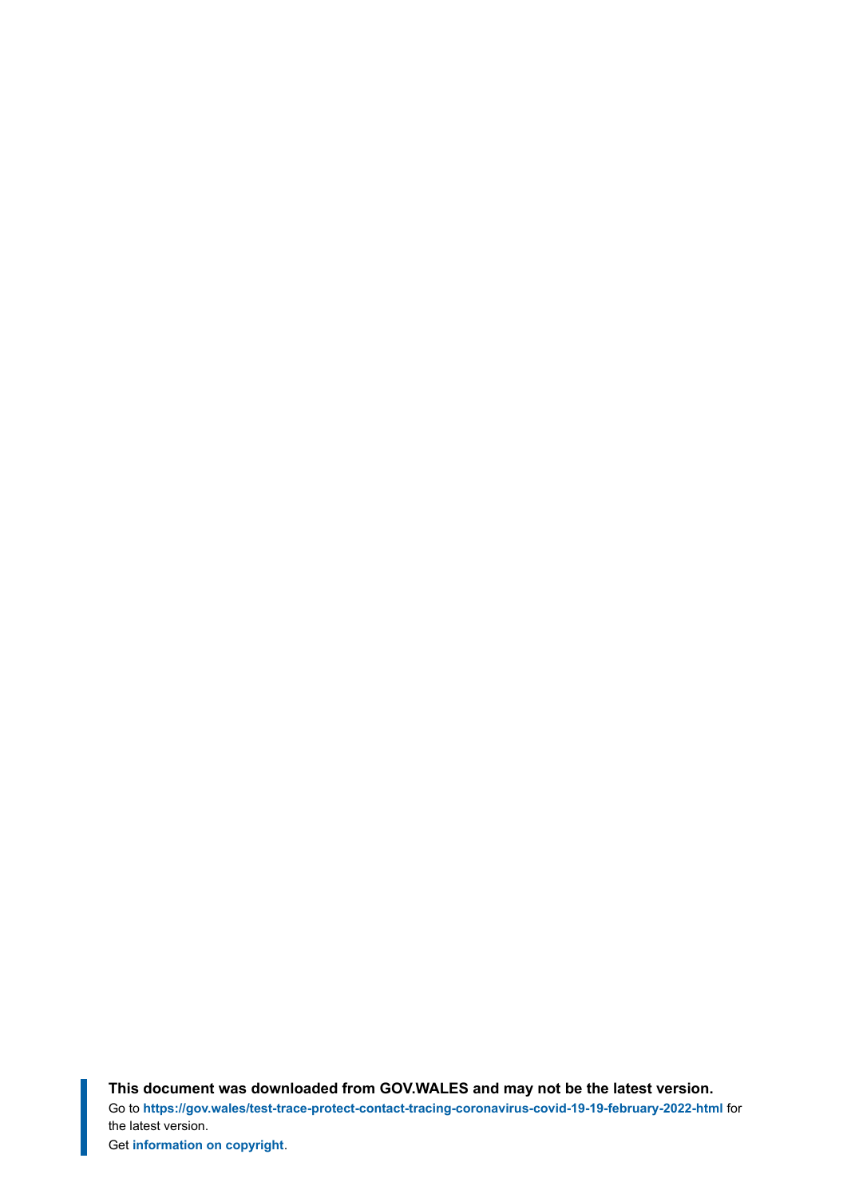**This document was downloaded from GOV.WALES and may not be the latest version.**

Go to **https://gov.wales/test-trace-protect-contact-tracing-coronavirus-covid-19-19-february-2022-html** for the latest version.

Get **information on copyright**.